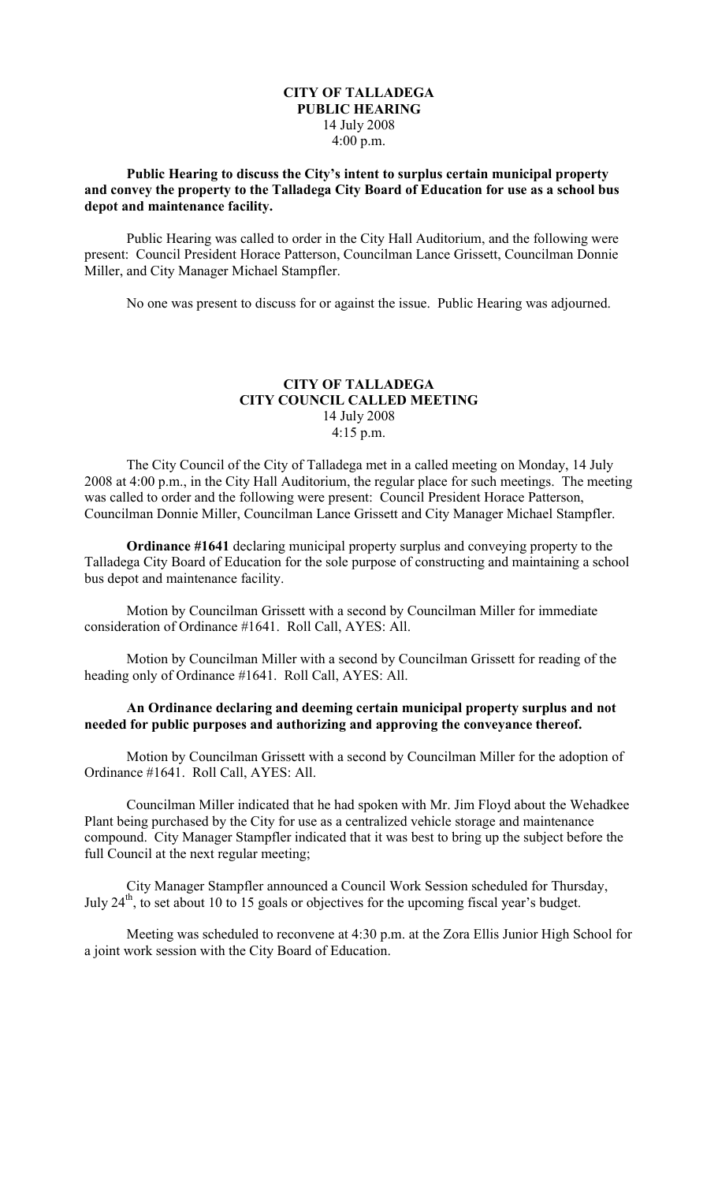**CITY OF TALLADEGA**
**PUBLIC HEARING**
14 July 2008
4:00 p.m.

**Public Hearing to discuss the City's intent to surplus certain municipal property and convey the property to the Talladega City Board of Education for use as a school bus depot and maintenance facility.**

Public Hearing was called to order in the City Hall Auditorium, and the following were present: Council President Horace Patterson, Councilman Lance Grissett, Councilman Donnie Miller, and City Manager Michael Stampfler.

No one was present to discuss for or against the issue. Public Hearing was adjourned.

**CITY OF TALLADEGA**
**CITY COUNCIL CALLED MEETING**
14 July 2008
4:15 p.m.

The City Council of the City of Talladega met in a called meeting on Monday, 14 July 2008 at 4:00 p.m., in the City Hall Auditorium, the regular place for such meetings. The meeting was called to order and the following were present: Council President Horace Patterson, Councilman Donnie Miller, Councilman Lance Grissett and City Manager Michael Stampfler.

**Ordinance #1641** declaring municipal property surplus and conveying property to the Talladega City Board of Education for the sole purpose of constructing and maintaining a school bus depot and maintenance facility.

Motion by Councilman Grissett with a second by Councilman Miller for immediate consideration of Ordinance #1641. Roll Call, AYES: All.

Motion by Councilman Miller with a second by Councilman Grissett for reading of the heading only of Ordinance #1641. Roll Call, AYES: All.

**An Ordinance declaring and deeming certain municipal property surplus and not needed for public purposes and authorizing and approving the conveyance thereof.**

Motion by Councilman Grissett with a second by Councilman Miller for the adoption of Ordinance #1641. Roll Call, AYES: All.

Councilman Miller indicated that he had spoken with Mr. Jim Floyd about the Wehadkee Plant being purchased by the City for use as a centralized vehicle storage and maintenance compound. City Manager Stampfler indicated that it was best to bring up the subject before the full Council at the next regular meeting;

City Manager Stampfler announced a Council Work Session scheduled for Thursday, July 24th, to set about 10 to 15 goals or objectives for the upcoming fiscal year's budget.

Meeting was scheduled to reconvene at 4:30 p.m. at the Zora Ellis Junior High School for a joint work session with the City Board of Education.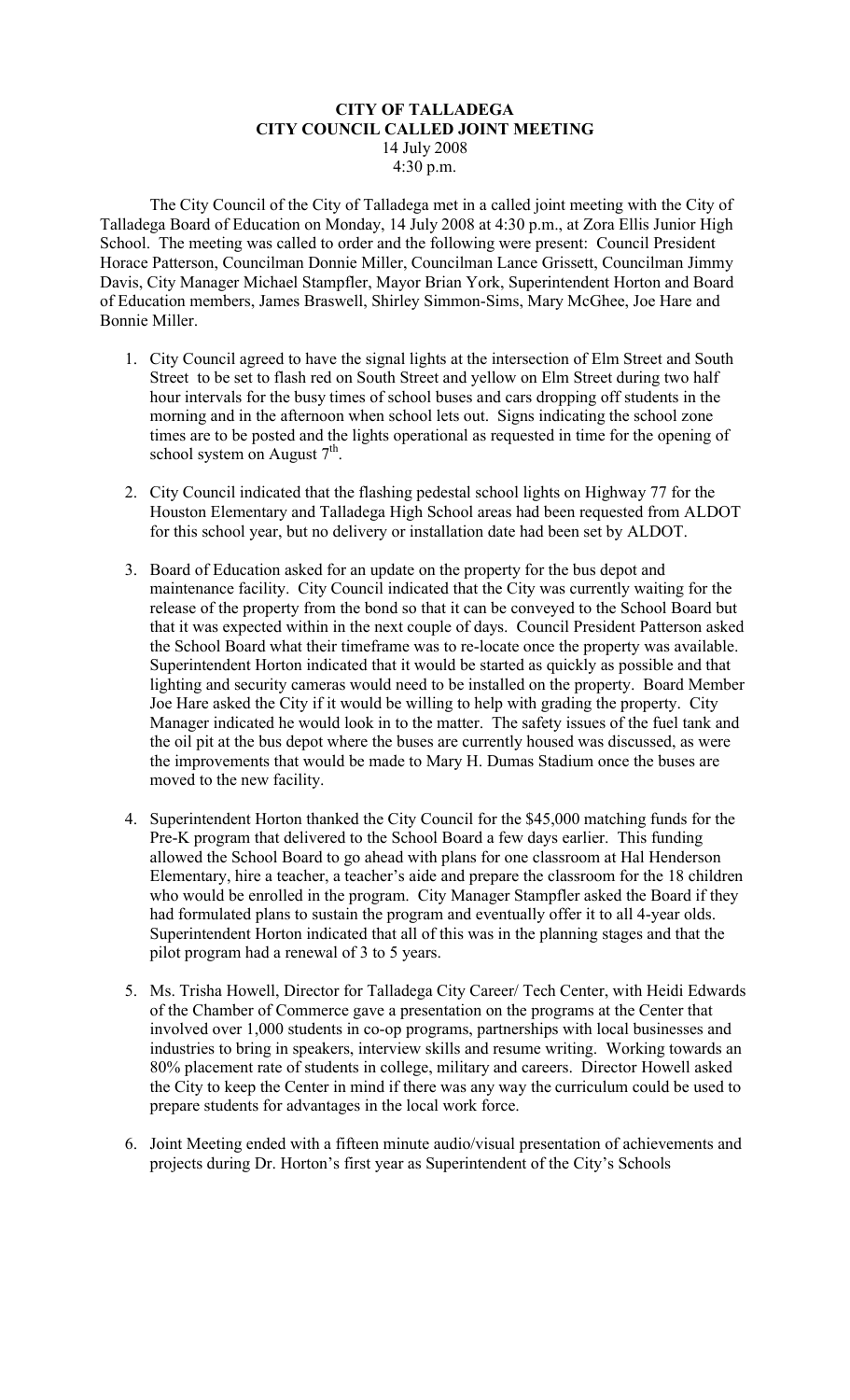**CITY OF TALLADEGA**
**CITY COUNCIL CALLED JOINT MEETING**
14 July 2008
4:30 p.m.

The City Council of the City of Talladega met in a called joint meeting with the City of Talladega Board of Education on Monday, 14 July 2008 at 4:30 p.m., at Zora Ellis Junior High School. The meeting was called to order and the following were present: Council President Horace Patterson, Councilman Donnie Miller, Councilman Lance Grissett, Councilman Jimmy Davis, City Manager Michael Stampfler, Mayor Brian York, Superintendent Horton and Board of Education members, James Braswell, Shirley Simmon-Sims, Mary McGhee, Joe Hare and Bonnie Miller.

1. City Council agreed to have the signal lights at the intersection of Elm Street and South Street to be set to flash red on South Street and yellow on Elm Street during two half hour intervals for the busy times of school buses and cars dropping off students in the morning and in the afternoon when school lets out. Signs indicating the school zone times are to be posted and the lights operational as requested in time for the opening of school system on August 7th.

2. City Council indicated that the flashing pedestal school lights on Highway 77 for the Houston Elementary and Talladega High School areas had been requested from ALDOT for this school year, but no delivery or installation date had been set by ALDOT.

3. Board of Education asked for an update on the property for the bus depot and maintenance facility. City Council indicated that the City was currently waiting for the release of the property from the bond so that it can be conveyed to the School Board but that it was expected within in the next couple of days. Council President Patterson asked the School Board what their timeframe was to re-locate once the property was available. Superintendent Horton indicated that it would be started as quickly as possible and that lighting and security cameras would need to be installed on the property. Board Member Joe Hare asked the City if it would be willing to help with grading the property. City Manager indicated he would look in to the matter. The safety issues of the fuel tank and the oil pit at the bus depot where the buses are currently housed was discussed, as were the improvements that would be made to Mary H. Dumas Stadium once the buses are moved to the new facility.

4. Superintendent Horton thanked the City Council for the $45,000 matching funds for the Pre-K program that delivered to the School Board a few days earlier. This funding allowed the School Board to go ahead with plans for one classroom at Hal Henderson Elementary, hire a teacher, a teacher's aide and prepare the classroom for the 18 children who would be enrolled in the program. City Manager Stampfler asked the Board if they had formulated plans to sustain the program and eventually offer it to all 4-year olds. Superintendent Horton indicated that all of this was in the planning stages and that the pilot program had a renewal of 3 to 5 years.

5. Ms. Trisha Howell, Director for Talladega City Career/ Tech Center, with Heidi Edwards of the Chamber of Commerce gave a presentation on the programs at the Center that involved over 1,000 students in co-op programs, partnerships with local businesses and industries to bring in speakers, interview skills and resume writing. Working towards an 80% placement rate of students in college, military and careers. Director Howell asked the City to keep the Center in mind if there was any way the curriculum could be used to prepare students for advantages in the local work force.

6. Joint Meeting ended with a fifteen minute audio/visual presentation of achievements and projects during Dr. Horton's first year as Superintendent of the City's Schools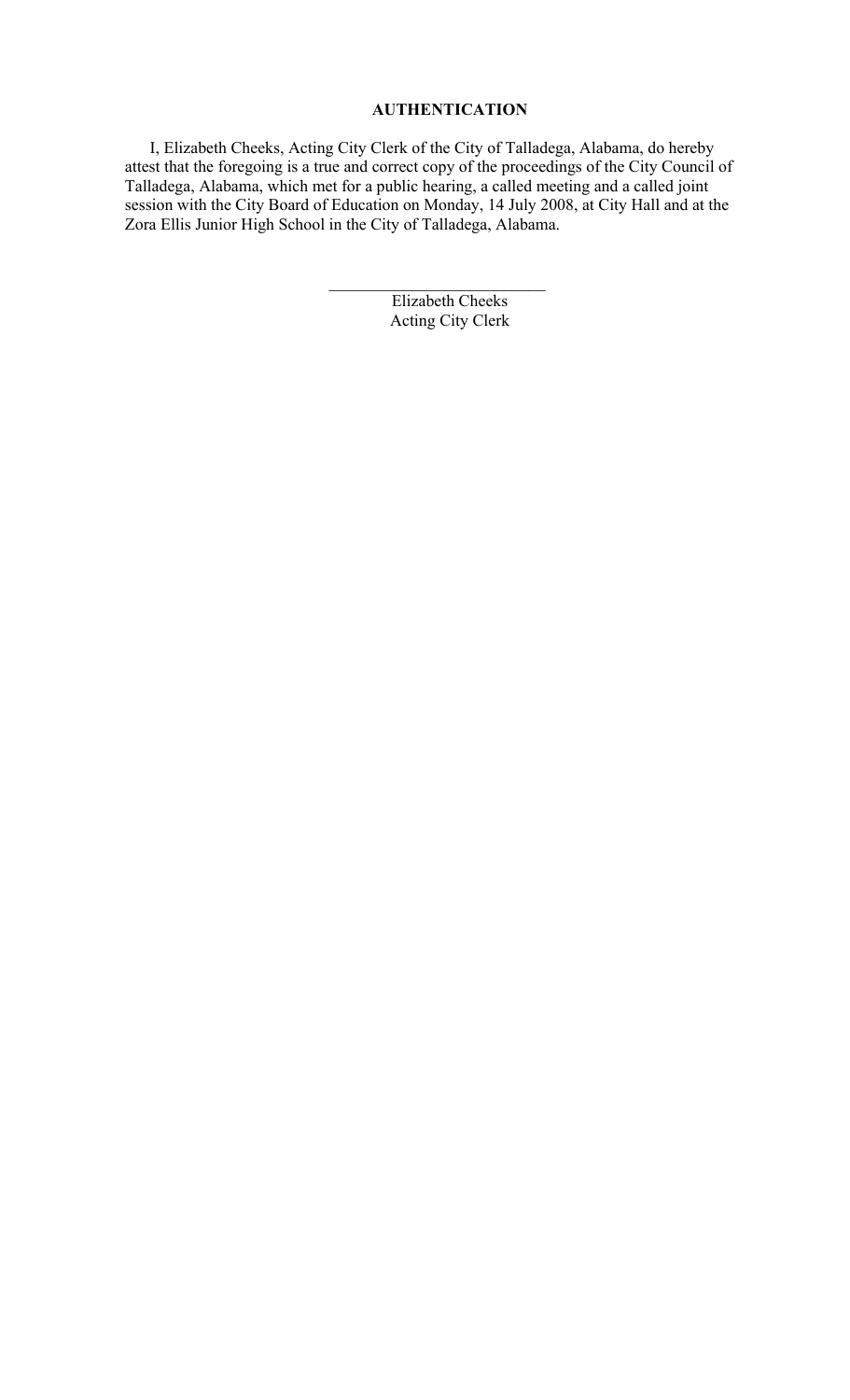**AUTHENTICATION**

I, Elizabeth Cheeks, Acting City Clerk of the City of Talladega, Alabama, do hereby attest that the foregoing is a true and correct copy of the proceedings of the City Council of Talladega, Alabama, which met for a public hearing, a called meeting and a called joint session with the City Board of Education on Monday, 14 July 2008, at City Hall and at the Zora Ellis Junior High School in the City of Talladega, Alabama.

\_\_\_\_\_\_\_\_\_\_\_\_\_\_\_\_\_\_\_\_\_\_\_\_\_\_\_

Elizabeth Cheeks
Acting City Clerk